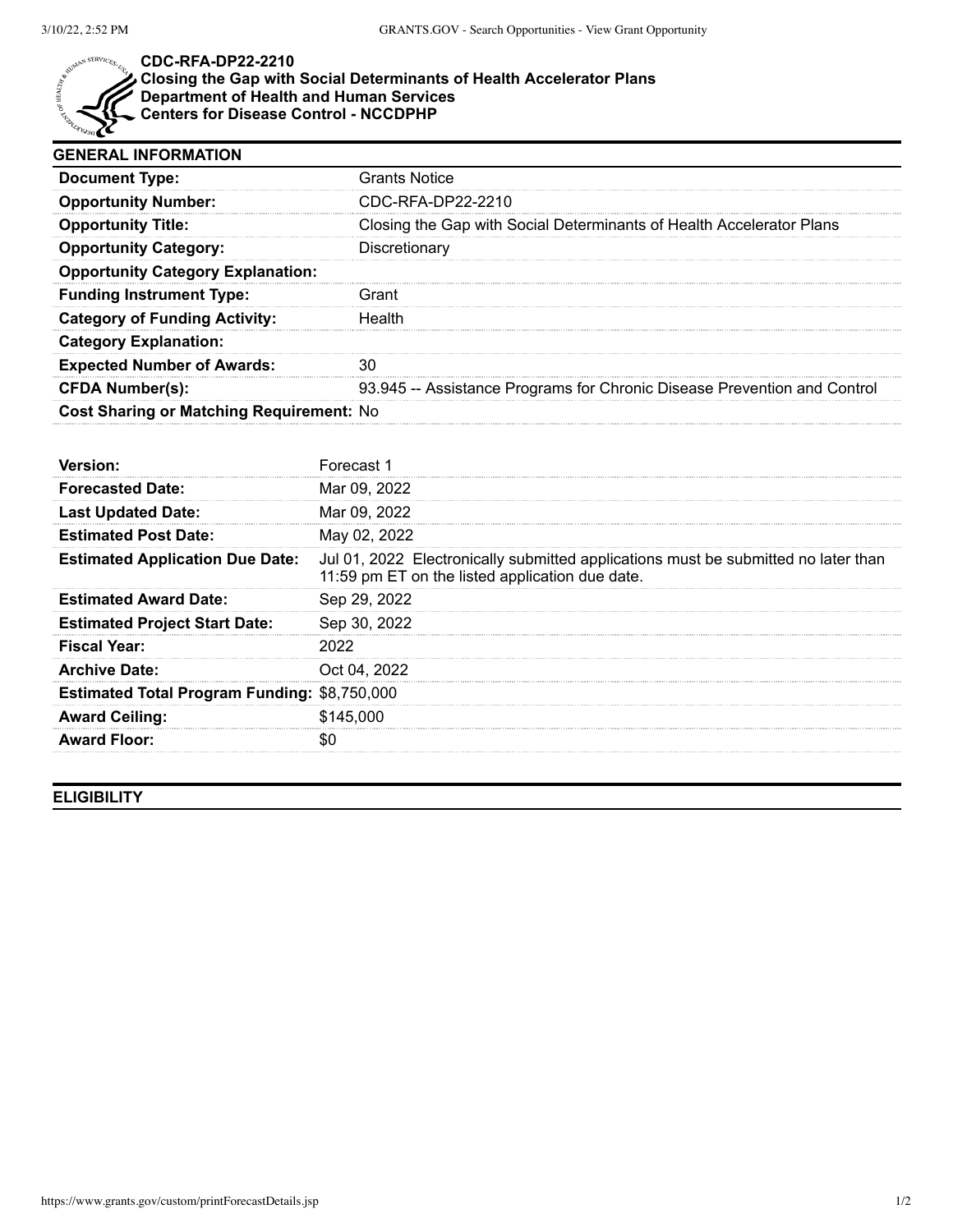# CDC-RFA-DP22-2210

**Closing the Gap with Social Determinants of Health Accelerator Plans**
**Department of Health and Human Services**
**Centers for Disease Control - NCCDPHP**

## GENERAL INFORMATION

| | |
|---|---|
| **Document Type:** | Grants Notice |
| **Opportunity Number:** | CDC-RFA-DP22-2210 |
| **Opportunity Title:** | Closing the Gap with Social Determinants of Health Accelerator Plans |
| **Opportunity Category:** | Discretionary |
| **Opportunity Category Explanation:** | |
| **Funding Instrument Type:** | Grant |
| **Category of Funding Activity:** | Health |
| **Category Explanation:** | |
| **Expected Number of Awards:** | 30 |
| **CFDA Number(s):** | 93.945 -- Assistance Programs for Chronic Disease Prevention and Control |
| **Cost Sharing or Matching Requirement:** | No |

| | |
|---|---|
| **Version:** | Forecast 1 |
| **Forecasted Date:** | Mar 09, 2022 |
| **Last Updated Date:** | Mar 09, 2022 |
| **Estimated Post Date:** | May 02, 2022 |
| **Estimated Application Due Date:** | Jul 01, 2022 Electronically submitted applications must be submitted no later than 11:59 pm ET on the listed application due date. |
| **Estimated Award Date:** | Sep 29, 2022 |
| **Estimated Project Start Date:** | Sep 30, 2022 |
| **Fiscal Year:** | 2022 |
| **Archive Date:** | Oct 04, 2022 |
| **Estimated Total Program Funding:** | $8,750,000 |
| **Award Ceiling:** | $145,000 |
| **Award Floor:** | $0 |

## ELIGIBILITY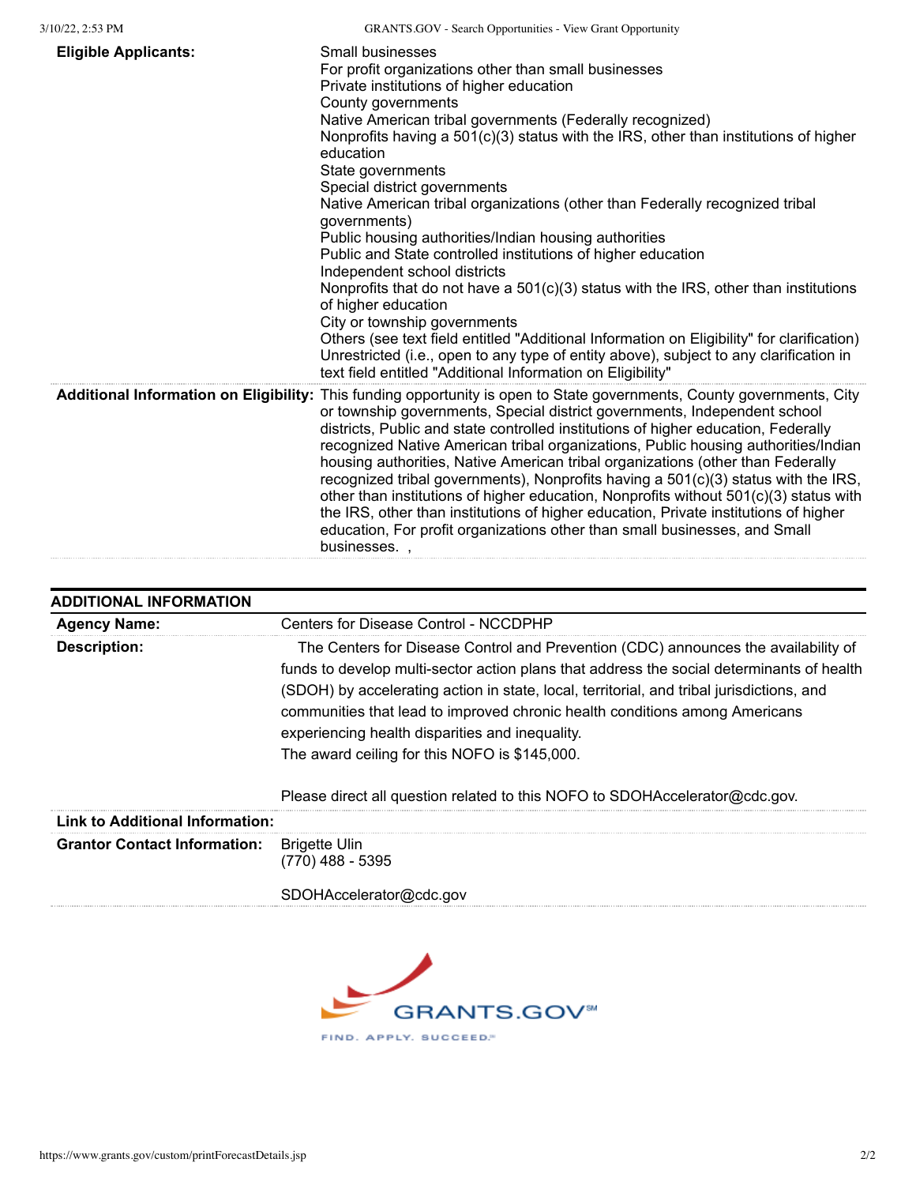| | |
|---|---|
| **Eligible Applicants:** | Small businesses<br>For profit organizations other than small businesses<br>Private institutions of higher education<br>County governments<br>Native American tribal governments (Federally recognized)<br>Nonprofits having a 501(c)(3) status with the IRS, other than institutions of higher education<br>State governments<br>Special district governments<br>Native American tribal organizations (other than Federally recognized tribal governments)<br>Public housing authorities/Indian housing authorities<br>Public and State controlled institutions of higher education<br>Independent school districts<br>Nonprofits that do not have a 501(c)(3) status with the IRS, other than institutions of higher education<br>City or township governments<br>Others (see text field entitled "Additional Information on Eligibility" for clarification)<br>Unrestricted (i.e., open to any type of entity above), subject to any clarification in text field entitled "Additional Information on Eligibility" |
| **Additional Information on Eligibility:** | This funding opportunity is open to State governments, County governments, City or township governments, Special district governments, Independent school districts, Public and state controlled institutions of higher education, Federally recognized Native American tribal organizations, Public housing authorities/Indian housing authorities, Native American tribal organizations (other than Federally recognized tribal governments), Nonprofits having a 501(c)(3) status with the IRS, other than institutions of higher education, Nonprofits without 501(c)(3) status with the IRS, other than institutions of higher education, Private institutions of higher education, For profit organizations other than small businesses, and Small businesses. , |

## ADDITIONAL INFORMATION

| | |
|---|---|
| **Agency Name:** | Centers for Disease Control - NCCDPHP |
| **Description:** | The Centers for Disease Control and Prevention (CDC) announces the availability of funds to develop multi-sector action plans that address the social determinants of health (SDOH) by accelerating action in state, local, territorial, and tribal jurisdictions, and communities that lead to improved chronic health conditions among Americans experiencing health disparities and inequality.<br>The award ceiling for this NOFO is $145,000.<br><br>Please direct all question related to this NOFO to SDOHAccelerator@cdc.gov. |
| **Link to Additional Information:** | |
| **Grantor Contact Information:** | Brigette Ulin<br>(770) 488 - 5395<br><br>SDOHAccelerator@cdc.gov |

GRANTS.GOV℠

FIND. APPLY. SUCCEED.℠